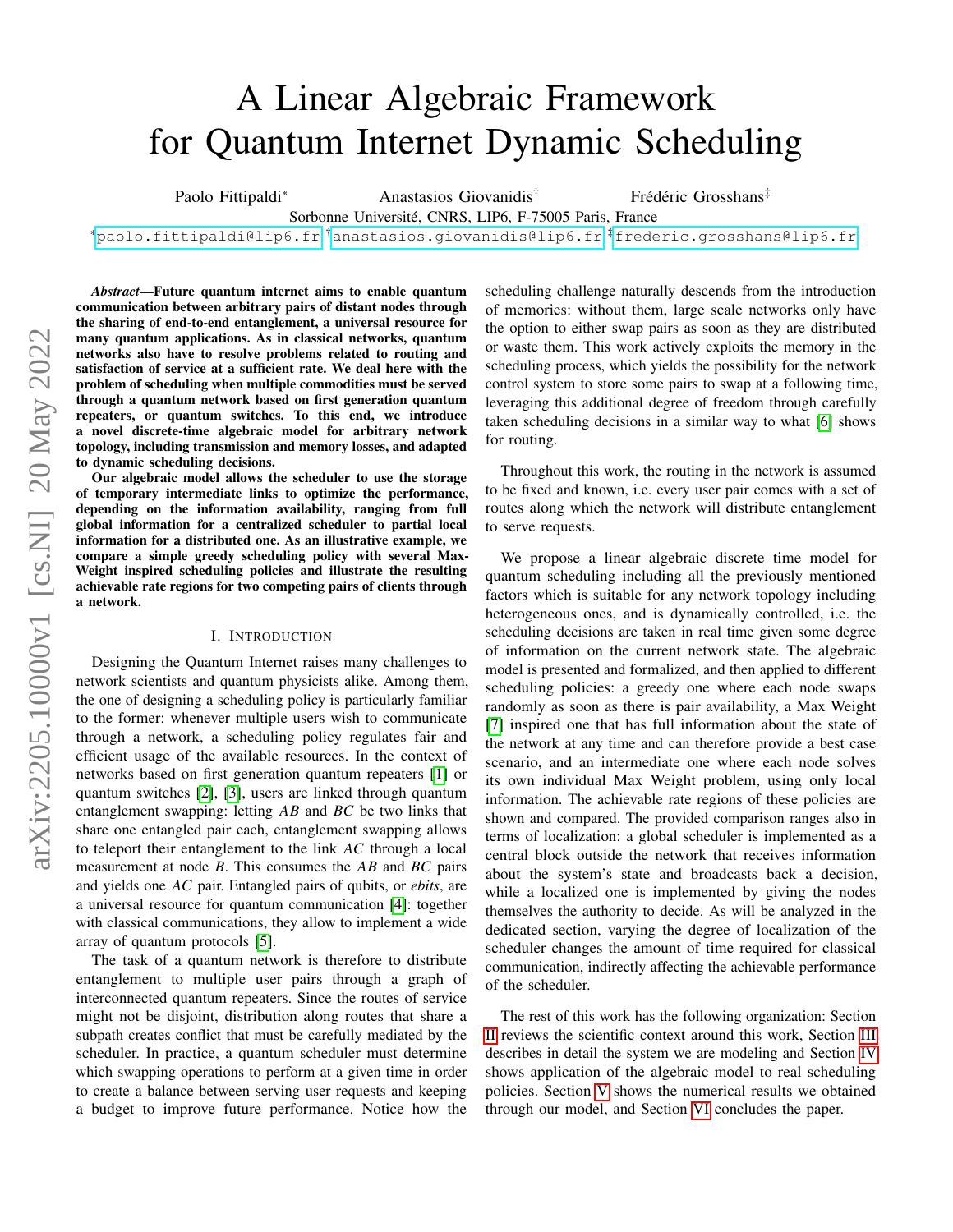# A Linear Algebraic Framework for Quantum Internet Dynamic Scheduling

Paolo Fittipaldi[*] Anastasios Giovanidis[†] Frédéric Grosshans[‡]

Sorbonne Université, CNRS, LIP6, F-75005 Paris, France

[*]paolo.fittipaldi@lip6.fr [†]anastasios.giovanidis@lip6.fr [‡]frederic.grosshans@lip6.fr

***Abstract*—Future quantum internet aims to enable quantum communication between arbitrary pairs of distant nodes through the sharing of end-to-end entanglement, a universal resource for many quantum applications. As in classical networks, quantum networks also have to resolve problems related to routing and satisfaction of service at a sufficient rate. We deal here with the problem of scheduling when multiple commodities must be served through a quantum network based on first generation quantum repeaters, or quantum switches. To this end, we introduce a novel discrete-time algebraic model for arbitrary network topology, including transmission and memory losses, and adapted to dynamic scheduling decisions.**

**Our algebraic model allows the scheduler to use the storage of temporary intermediate links to optimize the performance, depending on the information availability, ranging from full global information for a centralized scheduler to partial local information for a distributed one. As an illustrative example, we compare a simple greedy scheduling policy with several Max-Weight inspired scheduling policies and illustrate the resulting achievable rate regions for two competing pairs of clients through a network.**

## I. Introduction

Designing the Quantum Internet raises many challenges to network scientists and quantum physicists alike. Among them, the one of designing a scheduling policy is particularly familiar to the former: whenever multiple users wish to communicate through a network, a scheduling policy regulates fair and efficient usage of the available resources. In the context of networks based on first generation quantum repeaters [1] or quantum switches [2], [3], users are linked through quantum entanglement swapping: letting *AB* and *BC* be two links that share one entangled pair each, entanglement swapping allows to teleport their entanglement to the link *AC* through a local measurement at node *B*. This consumes the *AB* and *BC* pairs and yields one *AC* pair. Entangled pairs of qubits, or *ebits*, are a universal resource for quantum communication [4]: together with classical communications, they allow to implement a wide array of quantum protocols [5].

The task of a quantum network is therefore to distribute entanglement to multiple user pairs through a graph of interconnected quantum repeaters. Since the routes of service might not be disjoint, distribution along routes that share a subpath creates conflict that must be carefully mediated by the scheduler. In practice, a quantum scheduler must determine which swapping operations to perform at a given time in order to create a balance between serving user requests and keeping a budget to improve future performance. Notice how the scheduling challenge naturally descends from the introduction of memories: without them, large scale networks only have the option to either swap pairs as soon as they are distributed or waste them. This work actively exploits the memory in the scheduling process, which yields the possibility for the network control system to store some pairs to swap at a following time, leveraging this additional degree of freedom through carefully taken scheduling decisions in a similar way to what [6] shows for routing.

Throughout this work, the routing in the network is assumed to be fixed and known, i.e. every user pair comes with a set of routes along which the network will distribute entanglement to serve requests.

We propose a linear algebraic discrete time model for quantum scheduling including all the previously mentioned factors which is suitable for any network topology including heterogeneous ones, and is dynamically controlled, i.e. the scheduling decisions are taken in real time given some degree of information on the current network state. The algebraic model is presented and formalized, and then applied to different scheduling policies: a greedy one where each node swaps randomly as soon as there is pair availability, a Max Weight [7] inspired one that has full information about the state of the network at any time and can therefore provide a best case scenario, and an intermediate one where each node solves its own individual Max Weight problem, using only local information. The achievable rate regions of these policies are shown and compared. The provided comparison ranges also in terms of localization: a global scheduler is implemented as a central block outside the network that receives information about the system's state and broadcasts back a decision, while a localized one is implemented by giving the nodes themselves the authority to decide. As will be analyzed in the dedicated section, varying the degree of localization of the scheduler changes the amount of time required for classical communication, indirectly affecting the achievable performance of the scheduler.

The rest of this work has the following organization: Section II reviews the scientific context around this work, Section III describes in detail the system we are modeling and Section IV shows application of the algebraic model to real scheduling policies. Section V shows the numerical results we obtained through our model, and Section VI concludes the paper.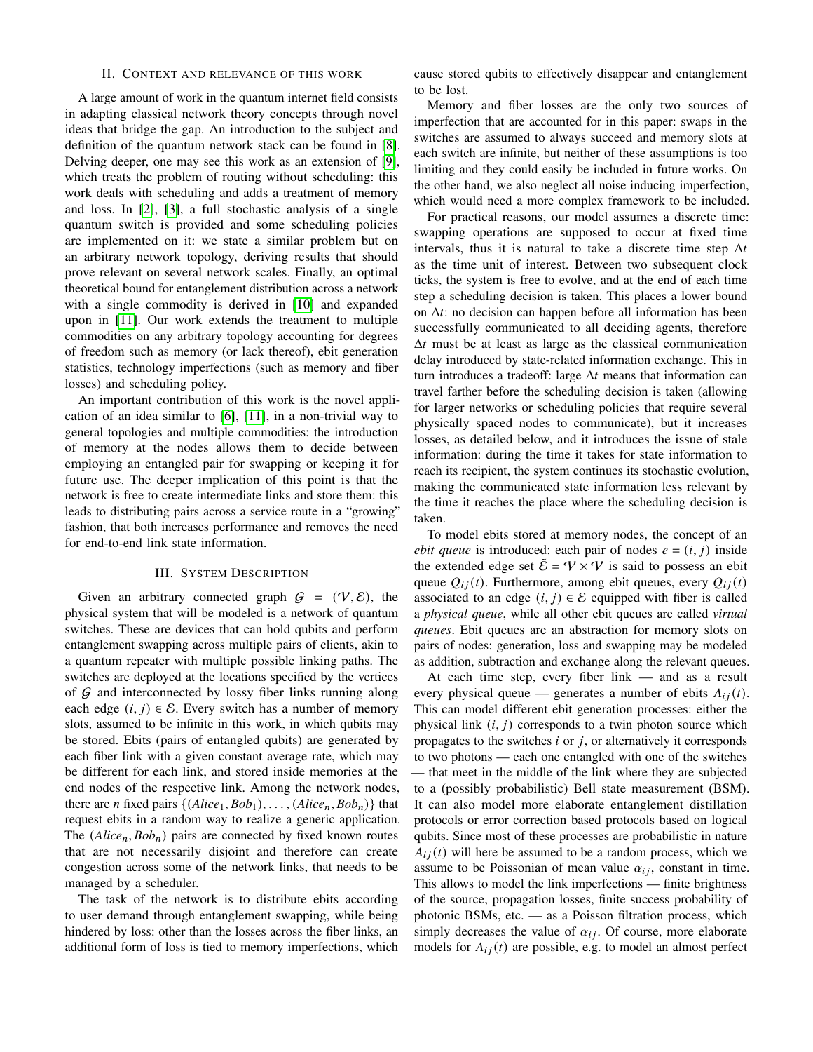## II. Context and relevance of this work

A large amount of work in the quantum internet field consists in adapting classical network theory concepts through novel ideas that bridge the gap. An introduction to the subject and definition of the quantum network stack can be found in [8]. Delving deeper, one may see this work as an extension of [9], which treats the problem of routing without scheduling: this work deals with scheduling and adds a treatment of memory and loss. In [2], [3], a full stochastic analysis of a single quantum switch is provided and some scheduling policies are implemented on it: we state a similar problem but on an arbitrary network topology, deriving results that should prove relevant on several network scales. Finally, an optimal theoretical bound for entanglement distribution across a network with a single commodity is derived in [10] and expanded upon in [11]. Our work extends the treatment to multiple commodities on any arbitrary topology accounting for degrees of freedom such as memory (or lack thereof), ebit generation statistics, technology imperfections (such as memory and fiber losses) and scheduling policy.

An important contribution of this work is the novel application of an idea similar to [6], [11], in a non-trivial way to general topologies and multiple commodities: the introduction of memory at the nodes allows them to decide between employing an entangled pair for swapping or keeping it for future use. The deeper implication of this point is that the network is free to create intermediate links and store them: this leads to distributing pairs across a service route in a "growing" fashion, that both increases performance and removes the need for end-to-end link state information.

## III. System Description

Given an arbitrary connected graph $\mathcal{G} = (\mathcal{V}, \mathcal{E})$, the physical system that will be modeled is a network of quantum switches. These are devices that can hold qubits and perform entanglement swapping across multiple pairs of clients, akin to a quantum repeater with multiple possible linking paths. The switches are deployed at the locations specified by the vertices of $\mathcal{G}$ and interconnected by lossy fiber links running along each edge $(i, j) \in \mathcal{E}$. Every switch has a number of memory slots, assumed to be infinite in this work, in which qubits may be stored. Ebits (pairs of entangled qubits) are generated by each fiber link with a given constant average rate, which may be different for each link, and stored inside memories at the end nodes of the respective link. Among the network nodes, there are $n$ fixed pairs $\{(Alice_1, Bob_1), \ldots, (Alice_n, Bob_n)\}$ that request ebits in a random way to realize a generic application. The $(Alice_n, Bob_n)$ pairs are connected by fixed known routes that are not necessarily disjoint and therefore can create congestion across some of the network links, that needs to be managed by a scheduler.

The task of the network is to distribute ebits according to user demand through entanglement swapping, while being hindered by loss: other than the losses across the fiber links, an additional form of loss is tied to memory imperfections, which cause stored qubits to effectively disappear and entanglement to be lost.

Memory and fiber losses are the only two sources of imperfection that are accounted for in this paper: swaps in the switches are assumed to always succeed and memory slots at each switch are infinite, but neither of these assumptions is too limiting and they could easily be included in future works. On the other hand, we also neglect all noise inducing imperfection, which would need a more complex framework to be included.

For practical reasons, our model assumes a discrete time: swapping operations are supposed to occur at fixed time intervals, thus it is natural to take a discrete time step $\Delta t$ as the time unit of interest. Between two subsequent clock ticks, the system is free to evolve, and at the end of each time step a scheduling decision is taken. This places a lower bound on $\Delta t$: no decision can happen before all information has been successfully communicated to all deciding agents, therefore $\Delta t$ must be at least as large as the classical communication delay introduced by state-related information exchange. This in turn introduces a tradeoff: large $\Delta t$ means that information can travel farther before the scheduling decision is taken (allowing for larger networks or scheduling policies that require several physically spaced nodes to communicate), but it increases losses, as detailed below, and it introduces the issue of stale information: during the time it takes for state information to reach its recipient, the system continues its stochastic evolution, making the communicated state information less relevant by the time it reaches the place where the scheduling decision is taken.

To model ebits stored at memory nodes, the concept of an *ebit queue* is introduced: each pair of nodes $e = (i, j)$ inside the extended edge set $\bar{\mathcal{E}} = \mathcal{V} \times \mathcal{V}$ is said to possess an ebit queue $Q_{ij}(t)$. Furthermore, among ebit queues, every $Q_{ij}(t)$ associated to an edge $(i, j) \in \mathcal{E}$ equipped with fiber is called a *physical queue*, while all other ebit queues are called *virtual queues*. Ebit queues are an abstraction for memory slots on pairs of nodes: generation, loss and swapping may be modeled as addition, subtraction and exchange along the relevant queues.

At each time step, every fiber link — and as a result every physical queue — generates a number of ebits $A_{ij}(t)$. This can model different ebit generation processes: either the physical link $(i, j)$ corresponds to a twin photon source which propagates to the switches $i$ or $j$, or alternatively it corresponds to two photons — each one entangled with one of the switches — that meet in the middle of the link where they are subjected to a (possibly probabilistic) Bell state measurement (BSM). It can also model more elaborate entanglement distillation protocols or error correction based protocols based on logical qubits. Since most of these processes are probabilistic in nature $A_{ij}(t)$ will here be assumed to be a random process, which we assume to be Poissonian of mean value $\alpha_{ij}$, constant in time. This allows to model the link imperfections — finite brightness of the source, propagation losses, finite success probability of photonic BSMs, etc. — as a Poisson filtration process, which simply decreases the value of $\alpha_{ij}$. Of course, more elaborate models for $A_{ij}(t)$ are possible, e.g. to model an almost perfect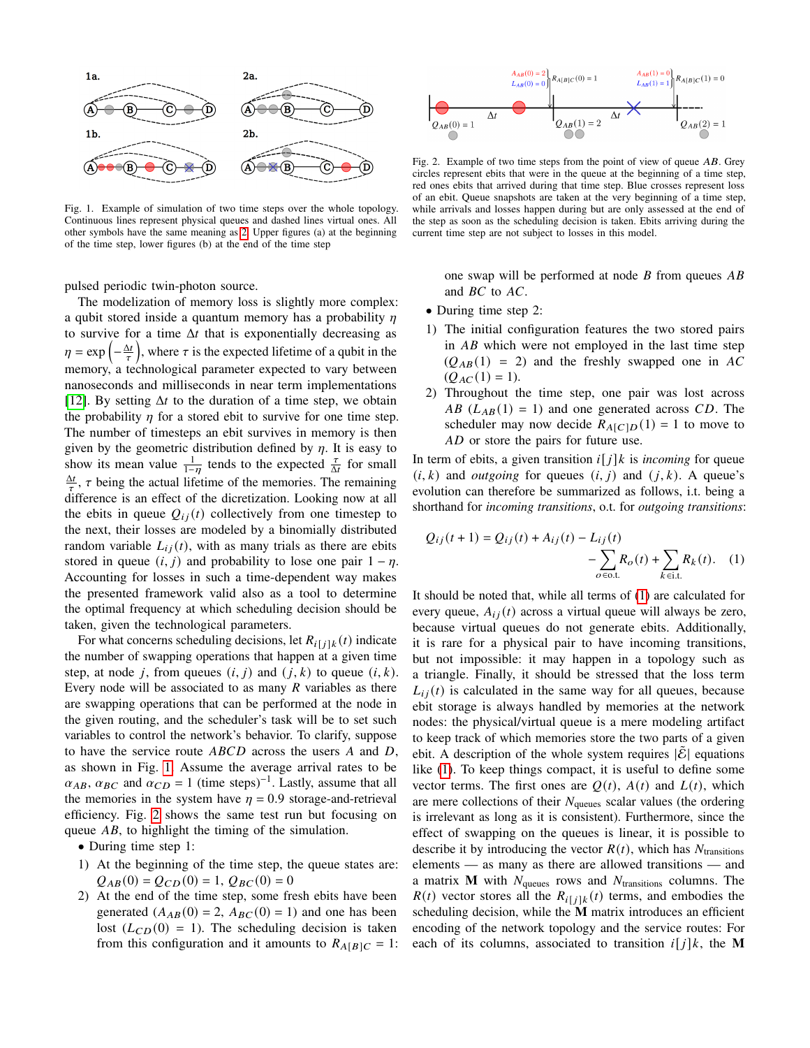Fig. 1. Example of simulation of two time steps over the whole topology. Continuous lines represent physical queues and dashed lines virtual ones. All other symbols have the same meaning as 2. Upper figures (a) at the beginning of the time step, lower figures (b) at the end of the time step

Fig. 2. Example of two time steps from the point of view of queue $AB$. Grey circles represent ebits that were in the queue at the beginning of a time step, red ones ebits that arrived during that time step. Blue crosses represent loss of an ebit. Queue snapshots are taken at the very beginning of a time step, while arrivals and losses happen during but are only assessed at the end of the step as soon as the scheduling decision is taken. Ebits arriving during the current time step are not subject to losses in this model.

pulsed periodic twin-photon source.

The modelization of memory loss is slightly more complex: a qubit stored inside a quantum memory has a probability $\eta$ to survive for a time $\Delta t$ that is exponentially decreasing as $\eta = \exp\left(-\frac{\Delta t}{\tau}\right)$, where $\tau$ is the expected lifetime of a qubit in the memory, a technological parameter expected to vary between nanoseconds and milliseconds in near term implementations [12]. By setting $\Delta t$ to the duration of a time step, we obtain the probability $\eta$ for a stored ebit to survive for one time step. The number of timesteps an ebit survives in memory is then given by the geometric distribution defined by $\eta$. It is easy to show its mean value $\frac{1}{1-\eta}$ tends to the expected $\frac{\tau}{\Delta t}$ for small $\frac{\Delta t}{\tau}$, $\tau$ being the actual lifetime of the memories. The remaining difference is an effect of the dicretization. Looking now at all the ebits in queue $Q_{ij}(t)$ collectively from one timestep to the next, their losses are modeled by a binomially distributed random variable $L_{ij}(t)$, with as many trials as there are ebits stored in queue $(i, j)$ and probability to lose one pair $1 - \eta$. Accounting for losses in such a time-dependent way makes the presented framework valid also as a tool to determine the optimal frequency at which scheduling decision should be taken, given the technological parameters.

For what concerns scheduling decisions, let $R_{i[j]k}(t)$ indicate the number of swapping operations that happen at a given time step, at node $j$, from queues $(i, j)$ and $(j, k)$ to queue $(i, k)$. Every node will be associated to as many $R$ variables as there are swapping operations that can be performed at the node in the given routing, and the scheduler's task will be to set such variables to control the network's behavior. To clarify, suppose to have the service route $ABCD$ across the users $A$ and $D$, as shown in Fig. 1. Assume the average arrival rates to be $\alpha_{AB}$, $\alpha_{BC}$ and $\alpha_{CD} = 1$ (time steps)$^{-1}$. Lastly, assume that all the memories in the system have $\eta = 0.9$ storage-and-retrieval efficiency. Fig. 2 shows the same test run but focusing on queue $AB$, to highlight the timing of the simulation.

- During time step 1:
  1) At the beginning of the time step, the queue states are: $Q_{AB}(0) = Q_{CD}(0) = 1$, $Q_{BC}(0) = 0$
  2) At the end of the time step, some fresh ebits have been generated ($A_{AB}(0) = 2$, $A_{BC}(0) = 1$) and one has been lost ($L_{CD}(0) = 1$). The scheduling decision is taken from this configuration and it amounts to $R_{A[B]C} = 1$: one swap will be performed at node $B$ from queues $AB$ and $BC$ to $AC$.
- During time step 2:
  1) The initial configuration features the two stored pairs in $AB$ which were not employed in the last time step ($Q_{AB}(1) = 2$) and the freshly swapped one in $AC$ ($Q_{AC}(1) = 1$).
  2) Throughout the time step, one pair was lost across $AB$ ($L_{AB}(1) = 1$) and one generated across $CD$. The scheduler may now decide $R_{A[C]D}(1) = 1$ to move to $AD$ or store the pairs for future use.

In term of ebits, a given transition $i[j]k$ is *incoming* for queue $(i, k)$ and *outgoing* for queues $(i, j)$ and $(j, k)$. A queue's evolution can therefore be summarized as follows, i.t. being a shorthand for *incoming transitions*, o.t. for *outgoing transitions*:

$$Q_{ij}(t+1) = Q_{ij}(t) + A_{ij}(t) - L_{ij}(t) - \sum_{o \in \text{o.t.}} R_o(t) + \sum_{k \in \text{i.t.}} R_k(t). \quad (1)$$

It should be noted that, while all terms of (1) are calculated for every queue, $A_{ij}(t)$ across a virtual queue will always be zero, because virtual queues do not generate ebits. Additionally, it is rare for a physical pair to have incoming transitions, but not impossible: it may happen in a topology such as a triangle. Finally, it should be stressed that the loss term $L_{ij}(t)$ is calculated in the same way for all queues, because ebit storage is always handled by memories at the network nodes: the physical/virtual queue is a mere modeling artifact to keep track of which memories store the two parts of a given ebit. A description of the whole system requires $|\tilde{\mathcal{E}}|$ equations like (1). To keep things compact, it is useful to define some vector terms. The first ones are $Q(t)$, $A(t)$ and $L(t)$, which are mere collections of their $N_{\text{queues}}$ scalar values (the ordering is irrelevant as long as it is consistent). Furthermore, since the effect of swapping on the queues is linear, it is possible to describe it by introducing the vector $R(t)$, which has $N_{\text{transitions}}$ elements — as many as there are allowed transitions — and a matrix $\mathbf{M}$ with $N_{\text{queues}}$ rows and $N_{\text{transitions}}$ columns. The $R(t)$ vector stores all the $R_{i[j]k}(t)$ terms, and embodies the scheduling decision, while the $\mathbf{M}$ matrix introduces an efficient encoding of the network topology and the service routes: For each of its columns, associated to transition $i[j]k$, the $\mathbf{M}$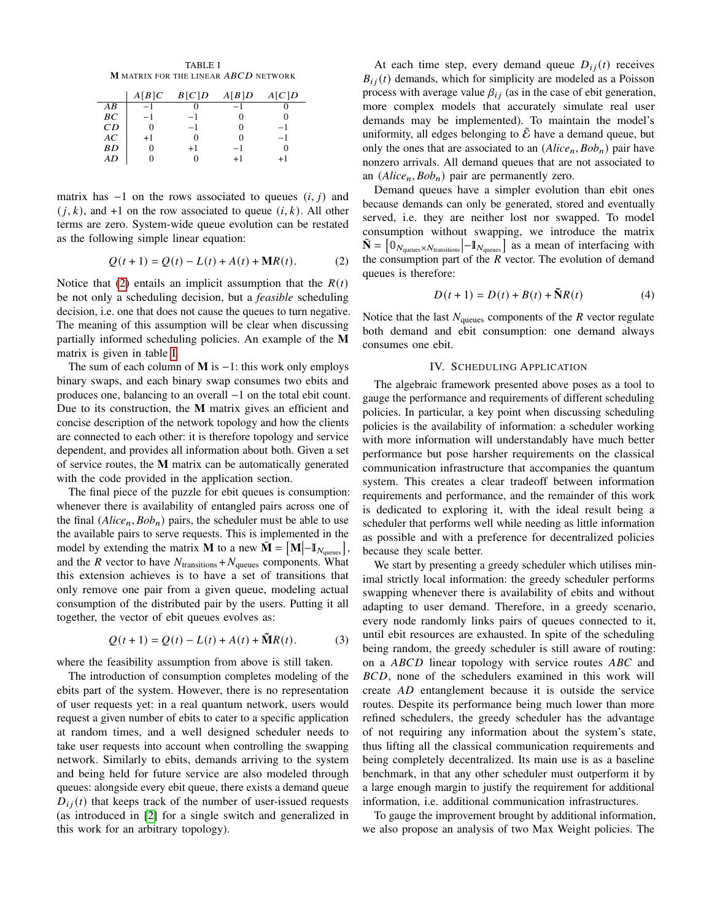TABLE I
**M** MATRIX FOR THE LINEAR $ABCD$ NETWORK

| | $A[B]C$ | $B[C]D$ | $A[B]D$ | $A[C]D$ |
|---|---|---|---|---|
| $AB$ | $-1$ | 0 | $-1$ | 0 |
| $BC$ | $-1$ | $-1$ | 0 | 0 |
| $CD$ | 0 | $-1$ | 0 | $-1$ |
| $AC$ | $+1$ | 0 | 0 | $-1$ |
| $BD$ | 0 | $+1$ | $-1$ | 0 |
| $AD$ | 0 | 0 | $+1$ | $+1$ |

matrix has $-1$ on the rows associated to queues $(i, j)$ and $(j, k)$, and $+1$ on the row associated to queue $(i, k)$. All other terms are zero. System-wide queue evolution can be restated as the following simple linear equation:

$$Q(t+1) = Q(t) - L(t) + A(t) + \mathbf{M}R(t). \tag{2}$$

Notice that (2) entails an implicit assumption that the $R(t)$ be not only a scheduling decision, but a *feasible* scheduling decision, i.e. one that does not cause the queues to turn negative. The meaning of this assumption will be clear when discussing partially informed scheduling policies. An example of the **M** matrix is given in table I.

The sum of each column of **M** is $-1$: this work only employs binary swaps, and each binary swap consumes two ebits and produces one, balancing to an overall $-1$ on the total ebit count. Due to its construction, the **M** matrix gives an efficient and concise description of the network topology and how the clients are connected to each other: it is therefore topology and service dependent, and provides all information about both. Given a set of service routes, the **M** matrix can be automatically generated with the code provided in the application section.

The final piece of the puzzle for ebit queues is consumption: whenever there is availability of entangled pairs across one of the final $(Alice_n, Bob_n)$ pairs, the scheduler must be able to use the available pairs to serve requests. This is implemented in the model by extending the matrix **M** to a new $\tilde{\mathbf{M}} = \left[\mathbf{M} \middle| -\mathbb{I}_{N_\text{queues}}\right]$, and the $R$ vector to have $N_\text{transitions} + N_\text{queues}$ components. What this extension achieves is to have a set of transitions that only remove one pair from a given queue, modeling actual consumption of the distributed pair by the users. Putting it all together, the vector of ebit queues evolves as:

$$Q(t+1) = Q(t) - L(t) + A(t) + \tilde{\mathbf{M}}R(t). \tag{3}$$

where the feasibility assumption from above is still taken.

The introduction of consumption completes modeling of the ebits part of the system. However, there is no representation of user requests yet: in a real quantum network, users would request a given number of ebits to cater to a specific application at random times, and a well designed scheduler needs to take user requests into account when controlling the swapping network. Similarly to ebits, demands arriving to the system and being held for future service are also modeled through queues: alongside every ebit queue, there exists a demand queue $D_{ij}(t)$ that keeps track of the number of user-issued requests (as introduced in [2] for a single switch and generalized in this work for an arbitrary topology).

At each time step, every demand queue $D_{ij}(t)$ receives $B_{ij}(t)$ demands, which for simplicity are modeled as a Poisson process with average value $\beta_{ij}$ (as in the case of ebit generation, more complex models that accurately simulate real user demands may be implemented). To maintain the model's uniformity, all edges belonging to $\bar{\mathcal{E}}$ have a demand queue, but only the ones that are associated to an $(Alice_n, Bob_n)$ pair have nonzero arrivals. All demand queues that are not associated to an $(Alice_n, Bob_n)$ pair are permanently zero.

Demand queues have a simpler evolution than ebit ones because demands can only be generated, stored and eventually served, i.e. they are neither lost nor swapped. To model consumption without swapping, we introduce the matrix $\tilde{\mathbf{N}} = \left[\mathbb{0}_{N_\text{queues} \times N_\text{transitions}} \middle| -\mathbb{I}_{N_\text{queues}}\right]$ as a mean of interfacing with the consumption part of the $R$ vector. The evolution of demand queues is therefore:

$$D(t+1) = D(t) + B(t) + \tilde{\mathbf{N}}R(t) \tag{4}$$

Notice that the last $N_\text{queues}$ components of the $R$ vector regulate both demand and ebit consumption: one demand always consumes one ebit.

## IV. Scheduling Application

The algebraic framework presented above poses as a tool to gauge the performance and requirements of different scheduling policies. In particular, a key point when discussing scheduling policies is the availability of information: a scheduler working with more information will understandably have much better performance but pose harsher requirements on the classical communication infrastructure that accompanies the quantum system. This creates a clear tradeoff between information requirements and performance, and the remainder of this work is dedicated to exploring it, with the ideal result being a scheduler that performs well while needing as little information as possible and with a preference for decentralized policies because they scale better.

We start by presenting a greedy scheduler which utilises minimal strictly local information: the greedy scheduler performs swapping whenever there is availability of ebits and without adapting to user demand. Therefore, in a greedy scenario, every node randomly links pairs of queues connected to it, until ebit resources are exhausted. In spite of the scheduling being random, the greedy scheduler is still aware of routing: on a $ABCD$ linear topology with service routes $ABC$ and $BCD$, none of the schedulers examined in this work will create $AD$ entanglement because it is outside the service routes. Despite its performance being much lower than more refined schedulers, the greedy scheduler has the advantage of not requiring any information about the system's state, thus lifting all the classical communication requirements and being completely decentralized. Its main use is as a baseline benchmark, in that any other scheduler must outperform it by a large enough margin to justify the requirement for additional information, i.e. additional communication infrastructures.

To gauge the improvement brought by additional information, we also propose an analysis of two Max Weight policies. The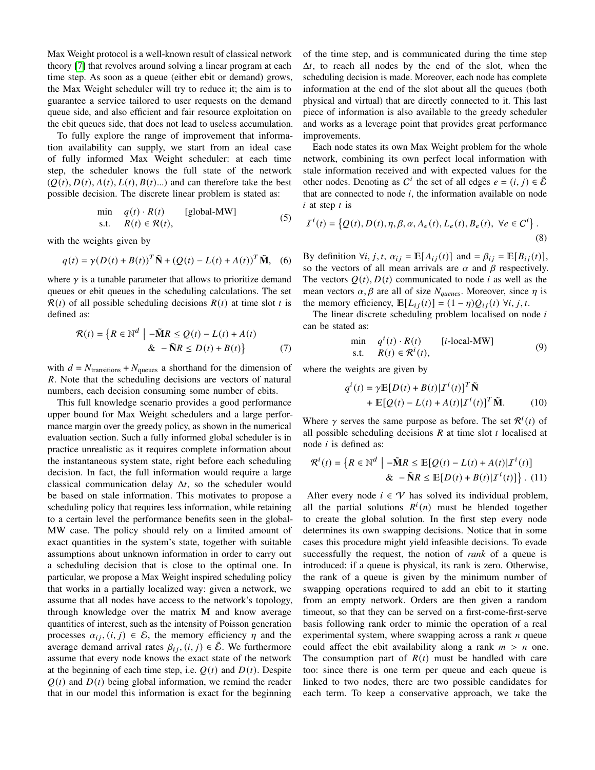Max Weight protocol is a well-known result of classical network theory [7] that revolves around solving a linear program at each time step. As soon as a queue (either ebit or demand) grows, the Max Weight scheduler will try to reduce it; the aim is to guarantee a service tailored to user requests on the demand queue side, and also efficient and fair resource exploitation on the ebit queues side, that does not lead to useless accumulation.

To fully explore the range of improvement that information availability can supply, we start from an ideal case of fully informed Max Weight scheduler: at each time step, the scheduler knows the full state of the network $(Q(t), D(t), A(t), L(t), B(t)...)$ and can therefore take the best possible decision. The discrete linear problem is stated as:

$$\begin{array}{ll} \min & q(t) \cdot R(t) \qquad \text{[global-MW]} \\ \text{s.t.} & R(t) \in \mathcal{R}(t), \end{array} \tag{5}$$

with the weights given by

$$q(t) = \gamma(D(t) + B(t))^T \tilde{\mathbf{N}} + (Q(t) - L(t) + A(t))^T \tilde{\mathbf{M}}, \tag{6}$$

where $\gamma$ is a tunable parameter that allows to prioritize demand queues or ebit queues in the scheduling calculations. The set $\mathcal{R}(t)$ of all possible scheduling decisions $R(t)$ at time slot $t$ is defined as:

$$\mathcal{R}(t) = \big\{R \in \mathbb{N}^d \;\big|\; -\tilde{\mathbf{M}}R \leq Q(t) - L(t) + A(t) \;\; \& \;\; -\tilde{\mathbf{N}}R \leq D(t) + B(t)\big\} \tag{7}$$

with $d = N_{\text{transitions}} + N_{\text{queues}}$ a shorthand for the dimension of $R$. Note that the scheduling decisions are vectors of natural numbers, each decision consuming some number of ebits.

This full knowledge scenario provides a good performance upper bound for Max Weight schedulers and a large performance margin over the greedy policy, as shown in the numerical evaluation section. Such a fully informed global scheduler is in practice unrealistic as it requires complete information about the instantaneous system state, right before each scheduling decision. In fact, the full information would require a large classical communication delay $\Delta t$, so the scheduler would be based on stale information. This motivates to propose a scheduling policy that requires less information, while retaining to a certain level the performance benefits seen in the global-MW case. The policy should rely on a limited amount of exact quantities in the system's state, together with suitable assumptions about unknown information in order to carry out a scheduling decision that is close to the optimal one. In particular, we propose a Max Weight inspired scheduling policy that works in a partially localized way: given a network, we assume that all nodes have access to the network's topology, through knowledge over the matrix $\mathbf{M}$ and know average quantities of interest, such as the intensity of Poisson generation processes $\alpha_{ij}, (i, j) \in \mathcal{E}$, the memory efficiency $\eta$ and the average demand arrival rates $\beta_{ij}, (i, j) \in \tilde{\mathcal{E}}$. We furthermore assume that every node knows the exact state of the network at the beginning of each time step, i.e. $Q(t)$ and $D(t)$. Despite $Q(t)$ and $D(t)$ being global information, we remind the reader that in our model this information is exact for the beginning of the time step, and is communicated during the time step $\Delta t$, to reach all nodes by the end of the slot, when the scheduling decision is made. Moreover, each node has complete information at the end of the slot about all the queues (both physical and virtual) that are directly connected to it. This last piece of information is also available to the greedy scheduler and works as a leverage point that provides great performance improvements.

Each node states its own Max Weight problem for the whole network, combining its own perfect local information with stale information received and with expected values for the other nodes. Denoting as $C^i$ the set of all edges $e = (i, j) \in \tilde{\mathcal{E}}$ that are connected to node $i$, the information available on node $i$ at step $t$ is

$$\mathcal{I}^i(t) = \left\{Q(t), D(t), \eta, \beta, \alpha, A_e(t), L_e(t), B_e(t), \;\forall e \in C^i\right\}. \tag{8}$$

By definition $\forall i, j, t$, $\alpha_{ij} = \mathbb{E}[A_{ij}(t)]$ and $= \beta_{ij} = \mathbb{E}[B_{ij}(t)]$, so the vectors of all mean arrivals are $\alpha$ and $\beta$ respectively. The vectors $Q(t), D(t)$ communicated to node $i$ as well as the mean vectors $\alpha, \beta$ are all of size $N_{queues}$. Moreover, since $\eta$ is the memory efficiency, $\mathbb{E}[L_{ij}(t)] = (1 - \eta)Q_{ij}(t) \;\forall i, j, t$.

The linear discrete scheduling problem localised on node $i$ can be stated as:

$$\begin{array}{ll} \min & q^i(t) \cdot R(t) \qquad [i\text{-local-MW}] \\ \text{s.t.} & R(t) \in \mathcal{R}^i(t), \end{array} \tag{9}$$

where the weights are given by

$$\begin{aligned} q^i(t) = {} & \gamma\mathbb{E}[D(t) + B(t)|\mathcal{I}^i(t)]^T \tilde{\mathbf{N}} \\ & + \mathbb{E}[Q(t) - L(t) + A(t)|\mathcal{I}^i(t)]^T \tilde{\mathbf{M}}. \end{aligned} \tag{10}$$

Where $\gamma$ serves the same purpose as before. The set $\mathcal{R}^i(t)$ of all possible scheduling decisions $R$ at time slot $t$ localised at node $i$ is defined as:

$$\mathcal{R}^i(t) = \big\{R \in \mathbb{N}^d \;\big|\; -\tilde{\mathbf{M}}R \leq \mathbb{E}[Q(t) - L(t) + A(t)|\mathcal{I}^i(t)] \;\; \& \;\; -\tilde{\mathbf{N}}R \leq \mathbb{E}[D(t) + B(t)|\mathcal{I}^i(t)]\big\}. \tag{11}$$

After every node $i \in \mathcal{V}$ has solved its individual problem, all the partial solutions $R^i(n)$ must be blended together to create the global solution. In the first step every node determines its own swapping decisions. Notice that in some cases this procedure might yield infeasible decisions. To evade successfully the request, the notion of *rank* of a queue is introduced: if a queue is physical, its rank is zero. Otherwise, the rank of a queue is given by the minimum number of swapping operations required to add an ebit to it starting from an empty network. Orders are then given a random timeout, so that they can be served on a first-come-first-serve basis following rank order to mimic the operation of a real experimental system, where swapping across a rank $n$ queue could affect the ebit availability along a rank $m > n$ one. The consumption part of $R(t)$ must be handled with care too: since there is one term per queue and each queue is linked to two nodes, there are two possible candidates for each term. To keep a conservative approach, we take the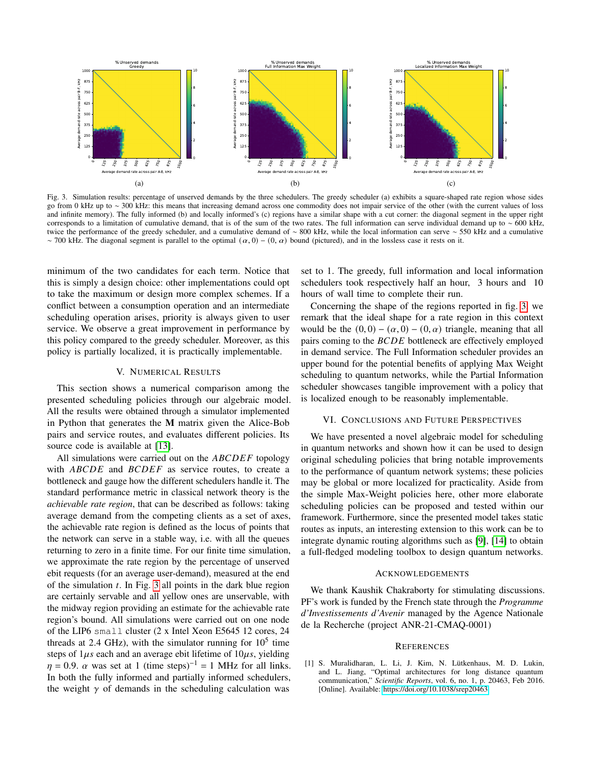Fig. 3. Simulation results: percentage of unserved demands by the three schedulers. The greedy scheduler (a) exhibits a square-shaped rate region whose sides go from 0 kHz up to ∼ 300 kHz: this means that increasing demand across one commodity does not impair service of the other (with the current values of loss and infinite memory). The fully informed (b) and locally informed's (c) regions have a similar shape with a cut corner: the diagonal segment in the upper right corresponds to a limitation of cumulative demand, that is of the sum of the two rates. The full information can serve individual demand up to ∼ 600 kHz, twice the performance of the greedy scheduler, and a cumulative demand of ∼ 800 kHz, while the local information can serve ∼ 550 kHz and a cumulative ∼ 700 kHz. The diagonal segment is parallel to the optimal $(\alpha, 0) - (0, \alpha)$ bound (pictured), and in the lossless case it rests on it.

minimum of the two candidates for each term. Notice that this is simply a design choice: other implementations could opt to take the maximum or design more complex schemes. If a conflict between a consumption operation and an intermediate scheduling operation arises, priority is always given to user service. We observe a great improvement in performance by this policy compared to the greedy scheduler. Moreover, as this policy is partially localized, it is practically implementable.

## V. Numerical Results

This section shows a numerical comparison among the presented scheduling policies through our algebraic model. All the results were obtained through a simulator implemented in Python that generates the **M** matrix given the Alice-Bob pairs and service routes, and evaluates different policies. Its source code is available at [13].

All simulations were carried out on the $ABCDEF$ topology with $ABCDE$ and $BCDEF$ as service routes, to create a bottleneck and gauge how the different schedulers handle it. The standard performance metric in classical network theory is the *achievable rate region*, that can be described as follows: taking average demand from the competing clients as a set of axes, the achievable rate region is defined as the locus of points that the network can serve in a stable way, i.e. with all the queues returning to zero in a finite time. For our finite time simulation, we approximate the rate region by the percentage of unserved ebit requests (for an average user-demand), measured at the end of the simulation $t$. In Fig. 3 all points in the dark blue region are certainly servable and all yellow ones are unservable, with the midway region providing an estimate for the achievable rate region's bound. All simulations were carried out on one node of the LIP6 `small` cluster (2 x Intel Xeon E5645 12 cores, 24 threads at 2.4 GHz), with the simulator running for $10^5$ time steps of $1\mu s$ each and an average ebit lifetime of $10\mu s$, yielding $\eta = 0.9$. $\alpha$ was set at 1 (time steps)$^{-1}$ = 1 MHz for all links. In both the fully informed and partially informed schedulers, the weight $\gamma$ of demands in the scheduling calculation was set to 1. The greedy, full information and local information schedulers took respectively half an hour, 3 hours and 10 hours of wall time to complete their run.

Concerning the shape of the regions reported in fig. 3, we remark that the ideal shape for a rate region in this context would be the $(0, 0) - (\alpha, 0) - (0, \alpha)$ triangle, meaning that all pairs coming to the $BCDE$ bottleneck are effectively employed in demand service. The Full Information scheduler provides an upper bound for the potential benefits of applying Max Weight scheduling to quantum networks, while the Partial Information scheduler showcases tangible improvement with a policy that is localized enough to be reasonably implementable.

## VI. Conclusions and Future Perspectives

We have presented a novel algebraic model for scheduling in quantum networks and shown how it can be used to design original scheduling policies that bring notable improvements to the performance of quantum network systems; these policies may be global or more localized for practicality. Aside from the simple Max-Weight policies here, other more elaborate scheduling policies can be proposed and tested within our framework. Furthermore, since the presented model takes static routes as inputs, an interesting extension to this work can be to integrate dynamic routing algorithms such as [9], [14] to obtain a full-fledged modeling toolbox to design quantum networks.

## Acknowledgements

We thank Kaushik Chakraborty for stimulating discussions. PF's work is funded by the French state through the *Programme d'Investissements d'Avenir* managed by the Agence Nationale de la Recherche (project ANR-21-CMAQ-0001)

## References

[1] S. Muralidharan, L. Li, J. Kim, N. Lütkenhaus, M. D. Lukin, and L. Jiang, "Optimal architectures for long distance quantum communication," *Scientific Reports*, vol. 6, no. 1, p. 20463, Feb 2016. [Online]. Available: https://doi.org/10.1038/srep20463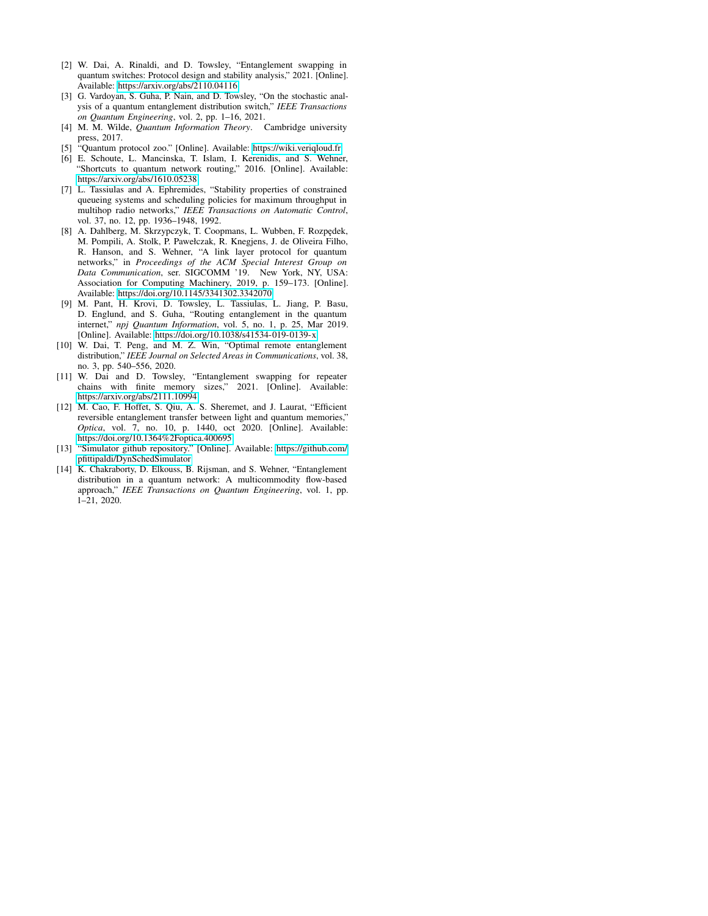[2] W. Dai, A. Rinaldi, and D. Towsley, "Entanglement swapping in quantum switches: Protocol design and stability analysis," 2021. [Online]. Available: https://arxiv.org/abs/2110.04116

[3] G. Vardoyan, S. Guha, P. Nain, and D. Towsley, "On the stochastic analysis of a quantum entanglement distribution switch," *IEEE Transactions on Quantum Engineering*, vol. 2, pp. 1–16, 2021.

[4] M. M. Wilde, *Quantum Information Theory*. Cambridge university press, 2017.

[5] "Quantum protocol zoo." [Online]. Available: https://wiki.veriqloud.fr

[6] E. Schoute, L. Mancinska, T. Islam, I. Kerenidis, and S. Wehner, "Shortcuts to quantum network routing," 2016. [Online]. Available: https://arxiv.org/abs/1610.05238

[7] L. Tassiulas and A. Ephremides, "Stability properties of constrained queueing systems and scheduling policies for maximum throughput in multihop radio networks," *IEEE Transactions on Automatic Control*, vol. 37, no. 12, pp. 1936–1948, 1992.

[8] A. Dahlberg, M. Skrzypczyk, T. Coopmans, L. Wubben, F. Rozpędek, M. Pompili, A. Stolk, P. Pawełczak, R. Knegjens, J. de Oliveira Filho, R. Hanson, and S. Wehner, "A link layer protocol for quantum networks," in *Proceedings of the ACM Special Interest Group on Data Communication*, ser. SIGCOMM '19. New York, NY, USA: Association for Computing Machinery, 2019, p. 159–173. [Online]. Available: https://doi.org/10.1145/3341302.3342070

[9] M. Pant, H. Krovi, D. Towsley, L. Tassiulas, L. Jiang, P. Basu, D. Englund, and S. Guha, "Routing entanglement in the quantum internet," *npj Quantum Information*, vol. 5, no. 1, p. 25, Mar 2019. [Online]. Available: https://doi.org/10.1038/s41534-019-0139-x

[10] W. Dai, T. Peng, and M. Z. Win, "Optimal remote entanglement distribution," *IEEE Journal on Selected Areas in Communications*, vol. 38, no. 3, pp. 540–556, 2020.

[11] W. Dai and D. Towsley, "Entanglement swapping for repeater chains with finite memory sizes," 2021. [Online]. Available: https://arxiv.org/abs/2111.10994

[12] M. Cao, F. Hoffet, S. Qiu, A. S. Sheremet, and J. Laurat, "Efficient reversible entanglement transfer between light and quantum memories," *Optica*, vol. 7, no. 10, p. 1440, oct 2020. [Online]. Available: https://doi.org/10.1364%2Foptica.400695

[13] "Simulator github repository." [Online]. Available: https://github.com/pfittipaldi/DynSchedSimulator

[14] K. Chakraborty, D. Elkouss, B. Rijsman, and S. Wehner, "Entanglement distribution in a quantum network: A multicommodity flow-based approach," *IEEE Transactions on Quantum Engineering*, vol. 1, pp. 1–21, 2020.